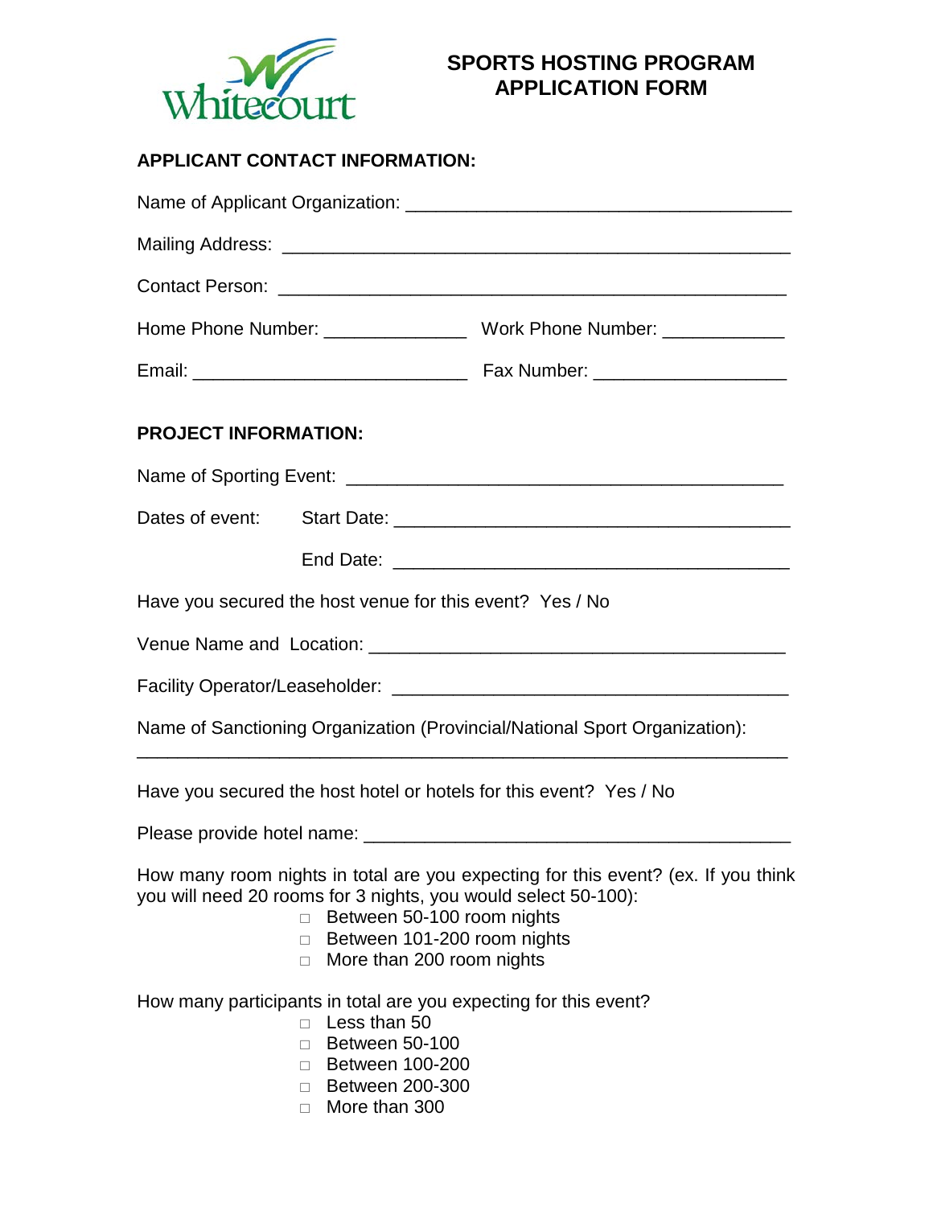# SPORTS HOSTING PROGRAM APPLICATION FORM

## APPLICANT CONTACT INFORMATION:

Name of Applicant Organization: ______________________________________

Mailing Address: ___________________________________________________

Contact Person: ___________________________________________________

Home Phone Number: ______________ Work Phone Number: ____________

Email: ___________________________ Fax Number: ___________________

## PROJECT INFORMATION:

Name of Sporting Event: ___________________________________________

Dates of event: Start Date: ______________________________________

End Date: ______________________________________

Have you secured the host venue for this event? Yes / No

Venue Name and Location: _________________________________________

Facility Operator/Leaseholder: _______________________________________

Name of Sanctioning Organization (Provincial/National Sport Organization):

_________________________________________________________________

Have you secured the host hotel or hotels for this event? Yes / No

Please provide hotel name: __________________________________________

How many room nights in total are you expecting for this event? (ex. If you think you will need 20 rooms for 3 nights, you would select 50-100):

- ☐ Between 50-100 room nights
- ☐ Between 101-200 room nights
- ☐ More than 200 room nights

How many participants in total are you expecting for this event?

- ☐ Less than 50
- ☐ Between 50-100
- ☐ Between 100-200
- ☐ Between 200-300
- ☐ More than 300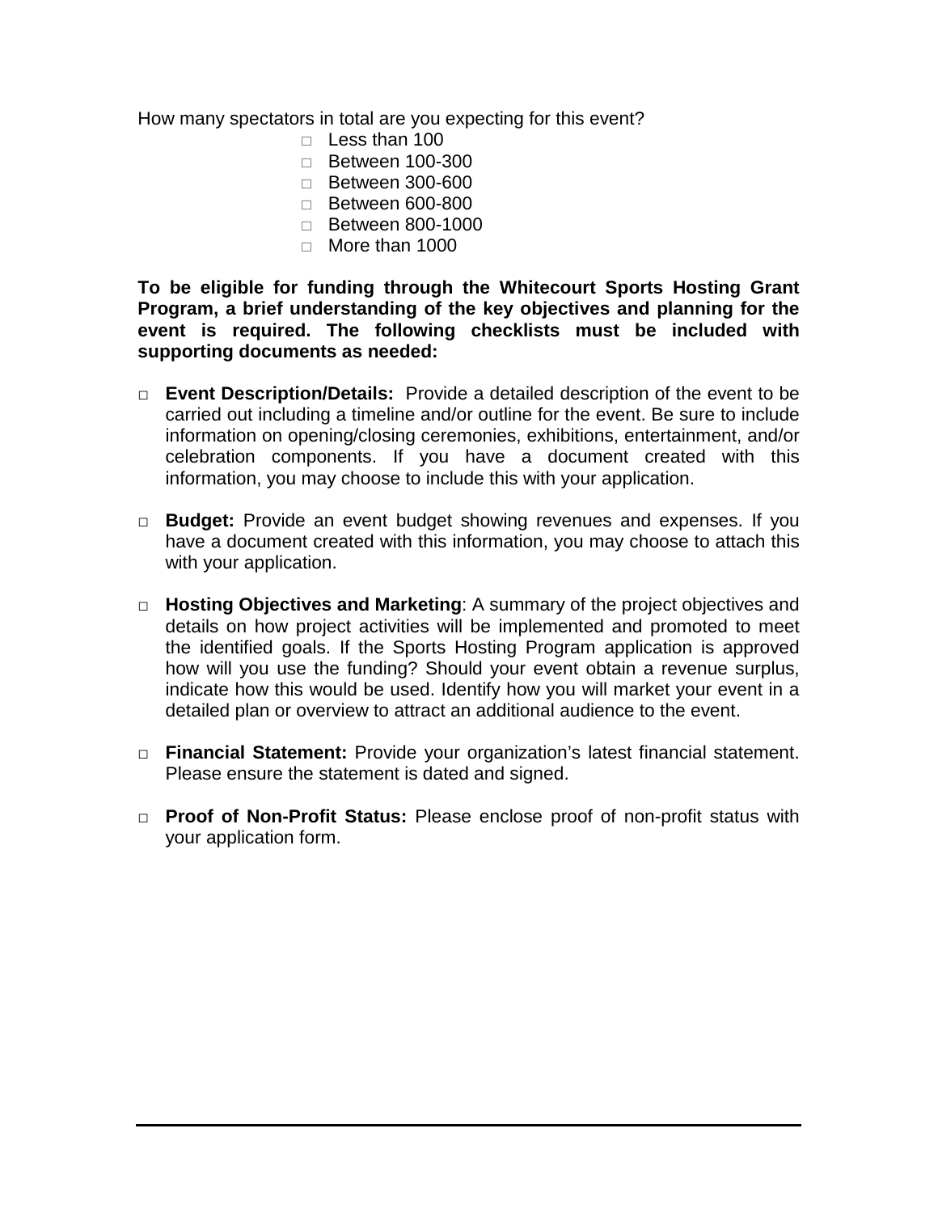How many spectators in total are you expecting for this event?

- ☐ Less than 100
- ☐ Between 100-300
- ☐ Between 300-600
- ☐ Between 600-800
- ☐ Between 800-1000
- ☐ More than 1000

**To be eligible for funding through the Whitecourt Sports Hosting Grant Program, a brief understanding of the key objectives and planning for the event is required. The following checklists must be included with supporting documents as needed:**

- ☐ **Event Description/Details:** Provide a detailed description of the event to be carried out including a timeline and/or outline for the event. Be sure to include information on opening/closing ceremonies, exhibitions, entertainment, and/or celebration components. If you have a document created with this information, you may choose to include this with your application.

- ☐ **Budget:** Provide an event budget showing revenues and expenses. If you have a document created with this information, you may choose to attach this with your application.

- ☐ **Hosting Objectives and Marketing**: A summary of the project objectives and details on how project activities will be implemented and promoted to meet the identified goals. If the Sports Hosting Program application is approved how will you use the funding? Should your event obtain a revenue surplus, indicate how this would be used. Identify how you will market your event in a detailed plan or overview to attract an additional audience to the event.

- ☐ **Financial Statement:** Provide your organization's latest financial statement. Please ensure the statement is dated and signed.

- ☐ **Proof of Non-Profit Status:** Please enclose proof of non-profit status with your application form.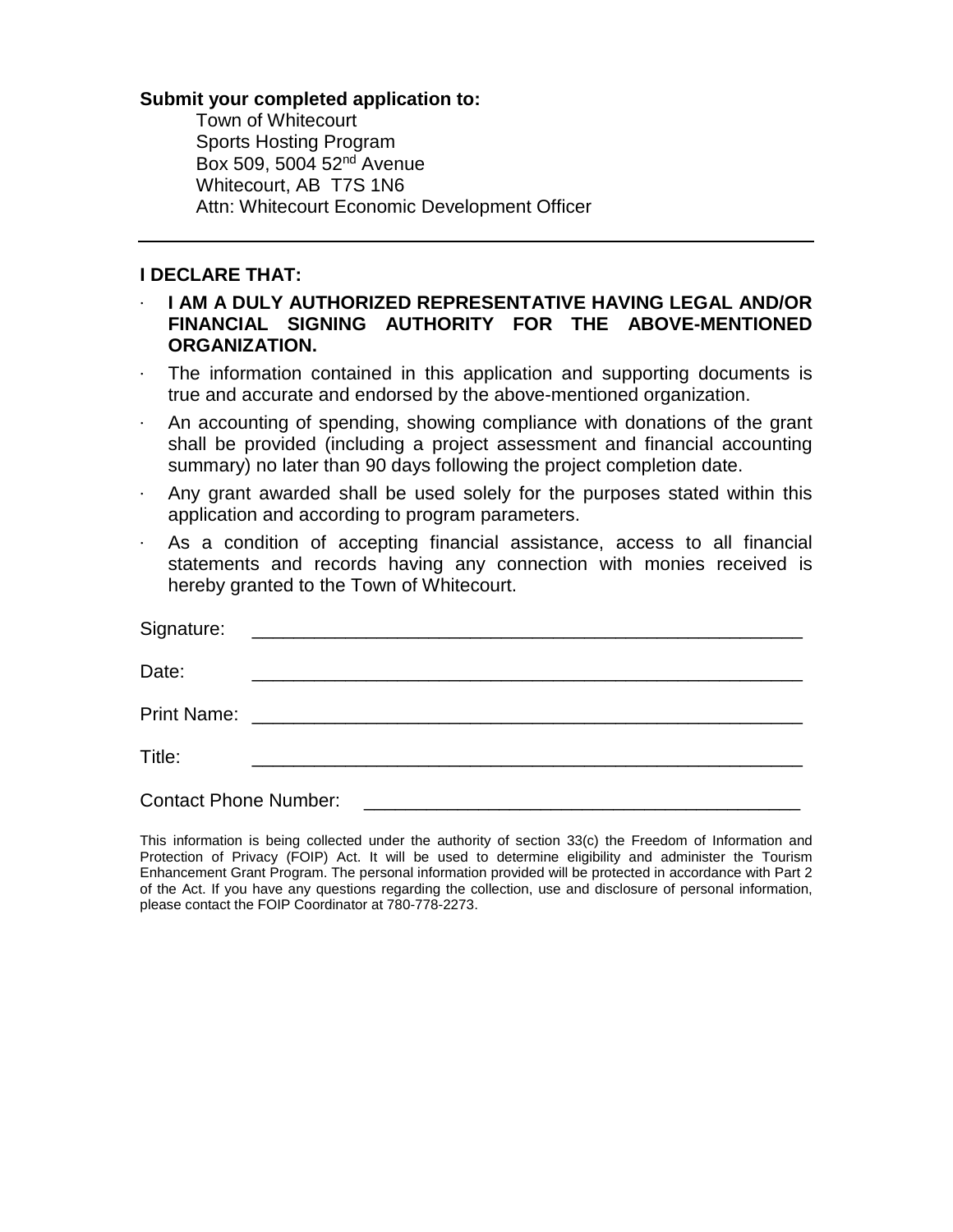**Submit your completed application to:**

Town of Whitecourt
Sports Hosting Program
Box 509, 5004 52nd Avenue
Whitecourt, AB T7S 1N6
Attn: Whitecourt Economic Development Officer

---

**I DECLARE THAT:**

- **I AM A DULY AUTHORIZED REPRESENTATIVE HAVING LEGAL AND/OR FINANCIAL SIGNING AUTHORITY FOR THE ABOVE-MENTIONED ORGANIZATION.**
- The information contained in this application and supporting documents is true and accurate and endorsed by the above-mentioned organization.
- An accounting of spending, showing compliance with donations of the grant shall be provided (including a project assessment and financial accounting summary) no later than 90 days following the project completion date.
- Any grant awarded shall be used solely for the purposes stated within this application and according to program parameters.
- As a condition of accepting financial assistance, access to all financial statements and records having any connection with monies received is hereby granted to the Town of Whitecourt.

Signature: ______________________________________________________

Date: ______________________________________________________

Print Name: ______________________________________________________

Title: ______________________________________________________

Contact Phone Number: __________________________________________

This information is being collected under the authority of section 33(c) the Freedom of Information and Protection of Privacy (FOIP) Act. It will be used to determine eligibility and administer the Tourism Enhancement Grant Program. The personal information provided will be protected in accordance with Part 2 of the Act. If you have any questions regarding the collection, use and disclosure of personal information, please contact the FOIP Coordinator at 780-778-2273.